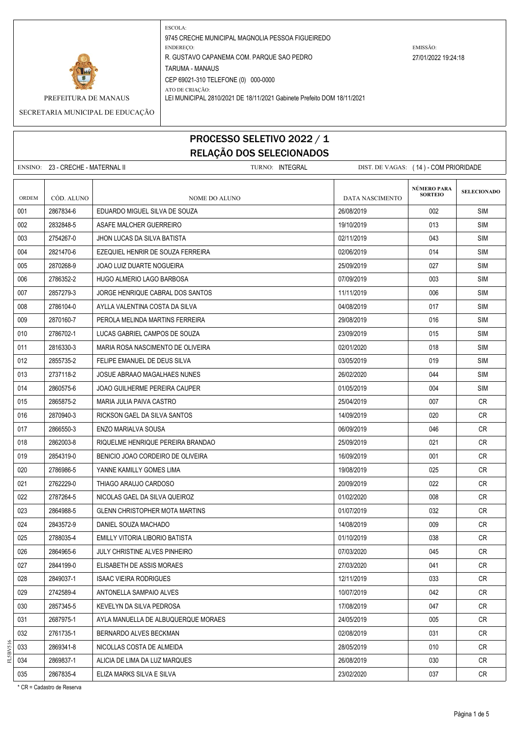PREFEITURA DE MANAUS

SECRETARIA MUNICIPAL DE EDUCAÇÃO

ESCOLA:
9745 CRECHE MUNICIPAL MAGNOLIA PESSOA FIGUEIREDO

ENDEREÇO:
R. GUSTAVO CAPANEMA COM. PARQUE SAO PEDRO
TARUMA - MANAUS
CEP 69021-310 TELEFONE (0) 000-0000

ATO DE CRIAÇÃO:
LEI MUNICIPAL 2810/2021 DE 18/11/2021 Gabinete Prefeito DOM 18/11/2021

EMISSÃO:
27/01/2022 19:24:18

# PROCESSO SELETIVO 2022 / 1
## RELAÇÃO DOS SELECIONADOS

ENSINO: 23 - CRECHE - MATERNAL II TURNO: INTEGRAL DIST. DE VAGAS: ( 14 ) - COM PRIORIDADE

| ORDEM | CÓD. ALUNO | NOME DO ALUNO | DATA NASCIMENTO | NÚMERO PARA SORTEIO | SELECIONADO |
|---|---|---|---|---|---|
| 001 | 2867834-6 | EDUARDO MIGUEL SILVA DE SOUZA | 26/08/2019 | 002 | SIM |
| 002 | 2832848-5 | ASAFE MALCHER GUERREIRO | 19/10/2019 | 013 | SIM |
| 003 | 2754267-0 | JHON LUCAS DA SILVA BATISTA | 02/11/2019 | 043 | SIM |
| 004 | 2821470-6 | EZEQUIEL HENRIR DE SOUZA FERREIRA | 02/06/2019 | 014 | SIM |
| 005 | 2870268-9 | JOAO LUIZ DUARTE NOGUEIRA | 25/09/2019 | 027 | SIM |
| 006 | 2786352-2 | HUGO ALMERIO LAGO BARBOSA | 07/09/2019 | 003 | SIM |
| 007 | 2857279-3 | JORGE HENRIQUE CABRAL DOS SANTOS | 11/11/2019 | 006 | SIM |
| 008 | 2786104-0 | AYLLA VALENTINA COSTA DA SILVA | 04/08/2019 | 017 | SIM |
| 009 | 2870160-7 | PEROLA MELINDA MARTINS FERREIRA | 29/08/2019 | 016 | SIM |
| 010 | 2786702-1 | LUCAS GABRIEL CAMPOS DE SOUZA | 23/09/2019 | 015 | SIM |
| 011 | 2816330-3 | MARIA ROSA NASCIMENTO DE OLIVEIRA | 02/01/2020 | 018 | SIM |
| 012 | 2855735-2 | FELIPE EMANUEL DE DEUS SILVA | 03/05/2019 | 019 | SIM |
| 013 | 2737118-2 | JOSUE ABRAAO MAGALHAES NUNES | 26/02/2020 | 044 | SIM |
| 014 | 2860575-6 | JOAO GUILHERME PEREIRA CAUPER | 01/05/2019 | 004 | SIM |
| 015 | 2865875-2 | MARIA JULIA PAIVA CASTRO | 25/04/2019 | 007 | CR |
| 016 | 2870940-3 | RICKSON GAEL DA SILVA SANTOS | 14/09/2019 | 020 | CR |
| 017 | 2866550-3 | ENZO MARIALVA SOUSA | 06/09/2019 | 046 | CR |
| 018 | 2862003-8 | RIQUELME HENRIQUE PEREIRA BRANDAO | 25/09/2019 | 021 | CR |
| 019 | 2854319-0 | BENICIO JOAO CORDEIRO DE OLIVEIRA | 16/09/2019 | 001 | CR |
| 020 | 2786986-5 | YANNE KAMILLY GOMES LIMA | 19/08/2019 | 025 | CR |
| 021 | 2762229-0 | THIAGO ARAUJO CARDOSO | 20/09/2019 | 022 | CR |
| 022 | 2787264-5 | NICOLAS GAEL DA SILVA QUEIROZ | 01/02/2020 | 008 | CR |
| 023 | 2864988-5 | GLENN CHRISTOPHER MOTA MARTINS | 01/07/2019 | 032 | CR |
| 024 | 2843572-9 | DANIEL SOUZA MACHADO | 14/08/2019 | 009 | CR |
| 025 | 2788035-4 | EMILLY VITORIA LIBORIO BATISTA | 01/10/2019 | 038 | CR |
| 026 | 2864965-6 | JULY CHRISTINE ALVES PINHEIRO | 07/03/2020 | 045 | CR |
| 027 | 2844199-0 | ELISABETH DE ASSIS MORAES | 27/03/2020 | 041 | CR |
| 028 | 2849037-1 | ISAAC VIEIRA RODRIGUES | 12/11/2019 | 033 | CR |
| 029 | 2742589-4 | ANTONELLA SAMPAIO ALVES | 10/07/2019 | 042 | CR |
| 030 | 2857345-5 | KEVELYN DA SILVA PEDROSA | 17/08/2019 | 047 | CR |
| 031 | 2687975-1 | AYLA MANUELLA DE ALBUQUERQUE MORAES | 24/05/2019 | 005 | CR |
| 032 | 2761735-1 | BERNARDO ALVES BECKMAN | 02/08/2019 | 031 | CR |
| 033 | 2869341-8 | NICOLLAS COSTA DE ALMEIDA | 28/05/2019 | 010 | CR |
| 034 | 2869837-1 | ALICIA DE LIMA DA LUZ MARQUES | 26/08/2019 | 030 | CR |
| 035 | 2867835-4 | ELIZA MARKS SILVA E SILVA | 23/02/2020 | 037 | CR |

* CR = Cadastro de Reserva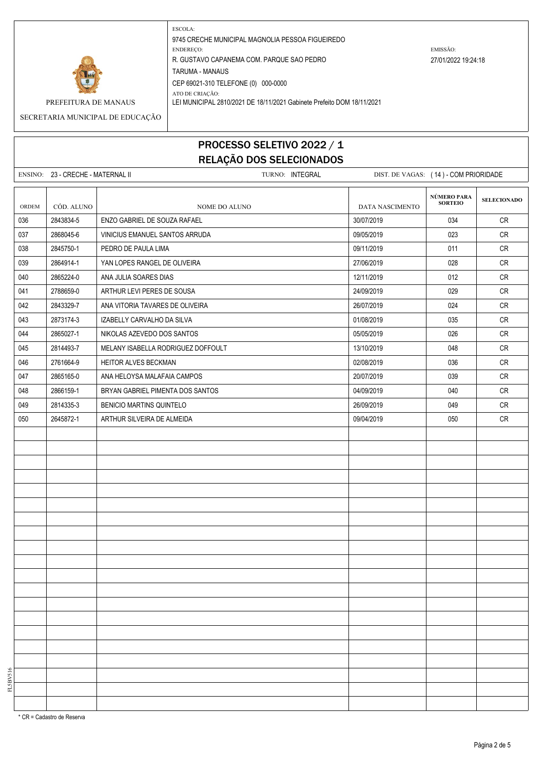PREFEITURA DE MANAUS

SECRETARIA MUNICIPAL DE EDUCAÇÃO

ESCOLA:
9745 CRECHE MUNICIPAL MAGNOLIA PESSOA FIGUEIREDO

ENDEREÇO:
R. GUSTAVO CAPANEMA COM. PARQUE SAO PEDRO
TARUMA - MANAUS
CEP 69021-310 TELEFONE (0) 000-0000

ATO DE CRIAÇÃO:
LEI MUNICIPAL 2810/2021 DE 18/11/2021 Gabinete Prefeito DOM 18/11/2021

EMISSÃO:
27/01/2022 19:24:18

# PROCESSO SELETIVO 2022 / 1
## RELAÇÃO DOS SELECIONADOS

ENSINO: 23 - CRECHE - MATERNAL II    TURNO: INTEGRAL    DIST. DE VAGAS: ( 14 ) - COM PRIORIDADE

| ORDEM | CÓD. ALUNO | NOME DO ALUNO | DATA NASCIMENTO | NÚMERO PARA SORTEIO | SELECIONADO |
|---|---|---|---|---|---|
| 036 | 2843834-5 | ENZO GABRIEL DE SOUZA RAFAEL | 30/07/2019 | 034 | CR |
| 037 | 2868045-6 | VINICIUS EMANUEL SANTOS ARRUDA | 09/05/2019 | 023 | CR |
| 038 | 2845750-1 | PEDRO DE PAULA LIMA | 09/11/2019 | 011 | CR |
| 039 | 2864914-1 | YAN LOPES RANGEL DE OLIVEIRA | 27/06/2019 | 028 | CR |
| 040 | 2865224-0 | ANA JULIA SOARES DIAS | 12/11/2019 | 012 | CR |
| 041 | 2788659-0 | ARTHUR LEVI PERES DE SOUSA | 24/09/2019 | 029 | CR |
| 042 | 2843329-7 | ANA VITORIA TAVARES DE OLIVEIRA | 26/07/2019 | 024 | CR |
| 043 | 2873174-3 | IZABELLY CARVALHO DA SILVA | 01/08/2019 | 035 | CR |
| 044 | 2865027-1 | NIKOLAS AZEVEDO DOS SANTOS | 05/05/2019 | 026 | CR |
| 045 | 2814493-7 | MELANY ISABELLA RODRIGUEZ DOFFOULT | 13/10/2019 | 048 | CR |
| 046 | 2761664-9 | HEITOR ALVES BECKMAN | 02/08/2019 | 036 | CR |
| 047 | 2865165-0 | ANA HELOYSA MALAFAIA CAMPOS | 20/07/2019 | 039 | CR |
| 048 | 2866159-1 | BRYAN GABRIEL PIMENTA DOS SANTOS | 04/09/2019 | 040 | CR |
| 049 | 2814335-3 | BENICIO MARTINS QUINTELO | 26/09/2019 | 049 | CR |
| 050 | 2645872-1 | ARTHUR SILVEIRA DE ALMEIDA | 09/04/2019 | 050 | CR |

\* CR = Cadastro de Reserva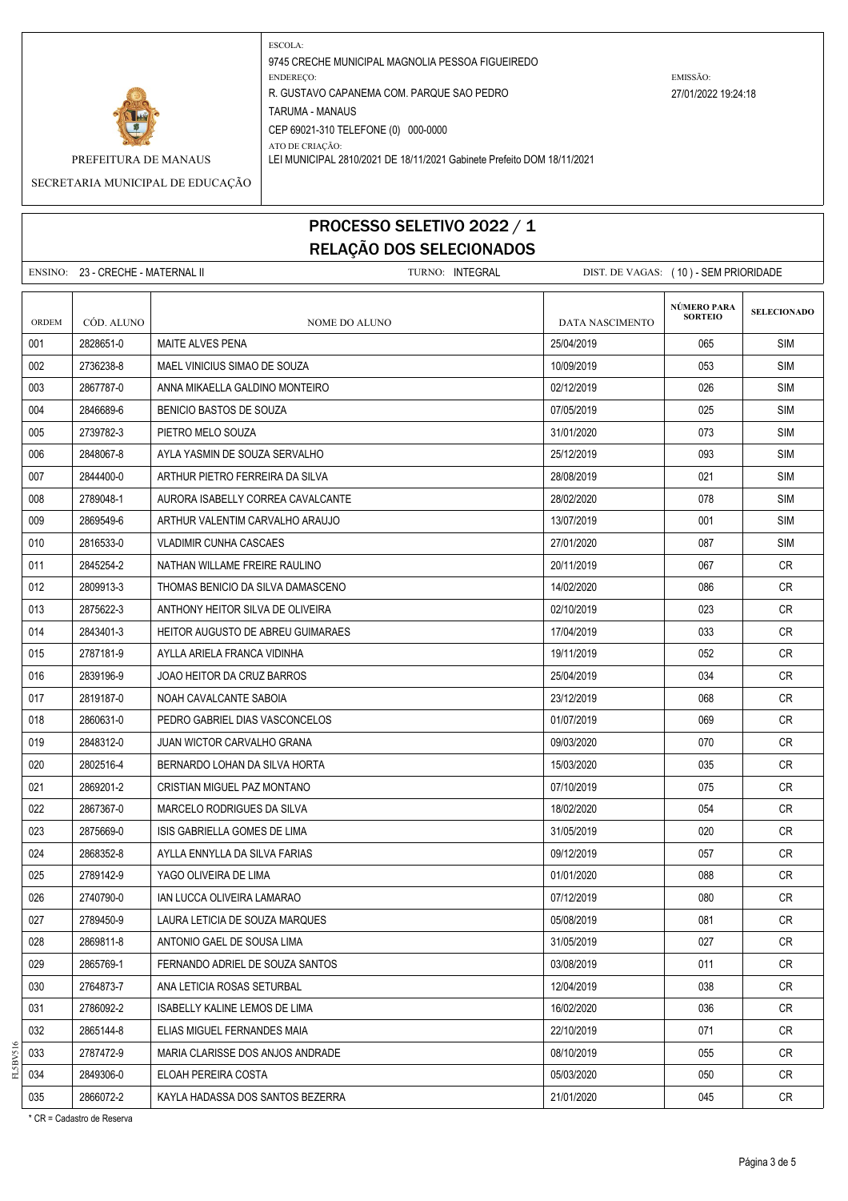PREFEITURA DE MANAUS

SECRETARIA MUNICIPAL DE EDUCAÇÃO

ESCOLA:
9745 CRECHE MUNICIPAL MAGNOLIA PESSOA FIGUEIREDO

ENDEREÇO:
R. GUSTAVO CAPANEMA COM. PARQUE SAO PEDRO
TARUMA - MANAUS
CEP 69021-310 TELEFONE (0) 000-0000

EMISSÃO:
27/01/2022 19:24:18

ATO DE CRIAÇÃO:
LEI MUNICIPAL 2810/2021 DE 18/11/2021 Gabinete Prefeito DOM 18/11/2021

# PROCESSO SELETIVO 2022 / 1
## RELAÇÃO DOS SELECIONADOS

ENSINO: 23 - CRECHE - MATERNAL II TURNO: INTEGRAL DIST. DE VAGAS: ( 10 ) - SEM PRIORIDADE

| ORDEM | CÓD. ALUNO | NOME DO ALUNO | DATA NASCIMENTO | NÚMERO PARA SORTEIO | SELECIONADO |
|---|---|---|---|---|---|
| 001 | 2828651-0 | MAITE ALVES PENA | 25/04/2019 | 065 | SIM |
| 002 | 2736238-8 | MAEL VINICIUS SIMAO DE SOUZA | 10/09/2019 | 053 | SIM |
| 003 | 2867787-0 | ANNA MIKAELLA GALDINO MONTEIRO | 02/12/2019 | 026 | SIM |
| 004 | 2846689-6 | BENICIO BASTOS DE SOUZA | 07/05/2019 | 025 | SIM |
| 005 | 2739782-3 | PIETRO MELO SOUZA | 31/01/2020 | 073 | SIM |
| 006 | 2848067-8 | AYLA YASMIN DE SOUZA SERVALHO | 25/12/2019 | 093 | SIM |
| 007 | 2844400-0 | ARTHUR PIETRO FERREIRA DA SILVA | 28/08/2019 | 021 | SIM |
| 008 | 2789048-1 | AURORA ISABELLY CORREA CAVALCANTE | 28/02/2020 | 078 | SIM |
| 009 | 2869549-6 | ARTHUR VALENTIM CARVALHO ARAUJO | 13/07/2019 | 001 | SIM |
| 010 | 2816533-0 | VLADIMIR CUNHA CASCAES | 27/01/2020 | 087 | SIM |
| 011 | 2845254-2 | NATHAN WILLAME FREIRE RAULINO | 20/11/2019 | 067 | CR |
| 012 | 2809913-3 | THOMAS BENICIO DA SILVA DAMASCENO | 14/02/2020 | 086 | CR |
| 013 | 2875622-3 | ANTHONY HEITOR SILVA DE OLIVEIRA | 02/10/2019 | 023 | CR |
| 014 | 2843401-3 | HEITOR AUGUSTO DE ABREU GUIMARAES | 17/04/2019 | 033 | CR |
| 015 | 2787181-9 | AYLLA ARIELA FRANCA VIDINHA | 19/11/2019 | 052 | CR |
| 016 | 2839196-9 | JOAO HEITOR DA CRUZ BARROS | 25/04/2019 | 034 | CR |
| 017 | 2819187-0 | NOAH CAVALCANTE SABOIA | 23/12/2019 | 068 | CR |
| 018 | 2860631-0 | PEDRO GABRIEL DIAS VASCONCELOS | 01/07/2019 | 069 | CR |
| 019 | 2848312-0 | JUAN WICTOR CARVALHO GRANA | 09/03/2020 | 070 | CR |
| 020 | 2802516-4 | BERNARDO LOHAN DA SILVA HORTA | 15/03/2020 | 035 | CR |
| 021 | 2869201-2 | CRISTIAN MIGUEL PAZ MONTANO | 07/10/2019 | 075 | CR |
| 022 | 2867367-0 | MARCELO RODRIGUES DA SILVA | 18/02/2020 | 054 | CR |
| 023 | 2875669-0 | ISIS GABRIELLA GOMES DE LIMA | 31/05/2019 | 020 | CR |
| 024 | 2868352-8 | AYLLA ENNYLLA DA SILVA FARIAS | 09/12/2019 | 057 | CR |
| 025 | 2789142-9 | YAGO OLIVEIRA DE LIMA | 01/01/2020 | 088 | CR |
| 026 | 2740790-0 | IAN LUCCA OLIVEIRA LAMARAO | 07/12/2019 | 080 | CR |
| 027 | 2789450-9 | LAURA LETICIA DE SOUZA MARQUES | 05/08/2019 | 081 | CR |
| 028 | 2869811-8 | ANTONIO GAEL DE SOUSA LIMA | 31/05/2019 | 027 | CR |
| 029 | 2865769-1 | FERNANDO ADRIEL DE SOUZA SANTOS | 03/08/2019 | 011 | CR |
| 030 | 2764873-7 | ANA LETICIA ROSAS SETURBAL | 12/04/2019 | 038 | CR |
| 031 | 2786092-2 | ISABELLY KALINE LEMOS DE LIMA | 16/02/2020 | 036 | CR |
| 032 | 2865144-8 | ELIAS MIGUEL FERNANDES MAIA | 22/10/2019 | 071 | CR |
| 033 | 2787472-9 | MARIA CLARISSE DOS ANJOS ANDRADE | 08/10/2019 | 055 | CR |
| 034 | 2849306-0 | ELOAH PEREIRA COSTA | 05/03/2020 | 050 | CR |
| 035 | 2866072-2 | KAYLA HADASSA DOS SANTOS BEZERRA | 21/01/2020 | 045 | CR |

\* CR = Cadastro de Reserva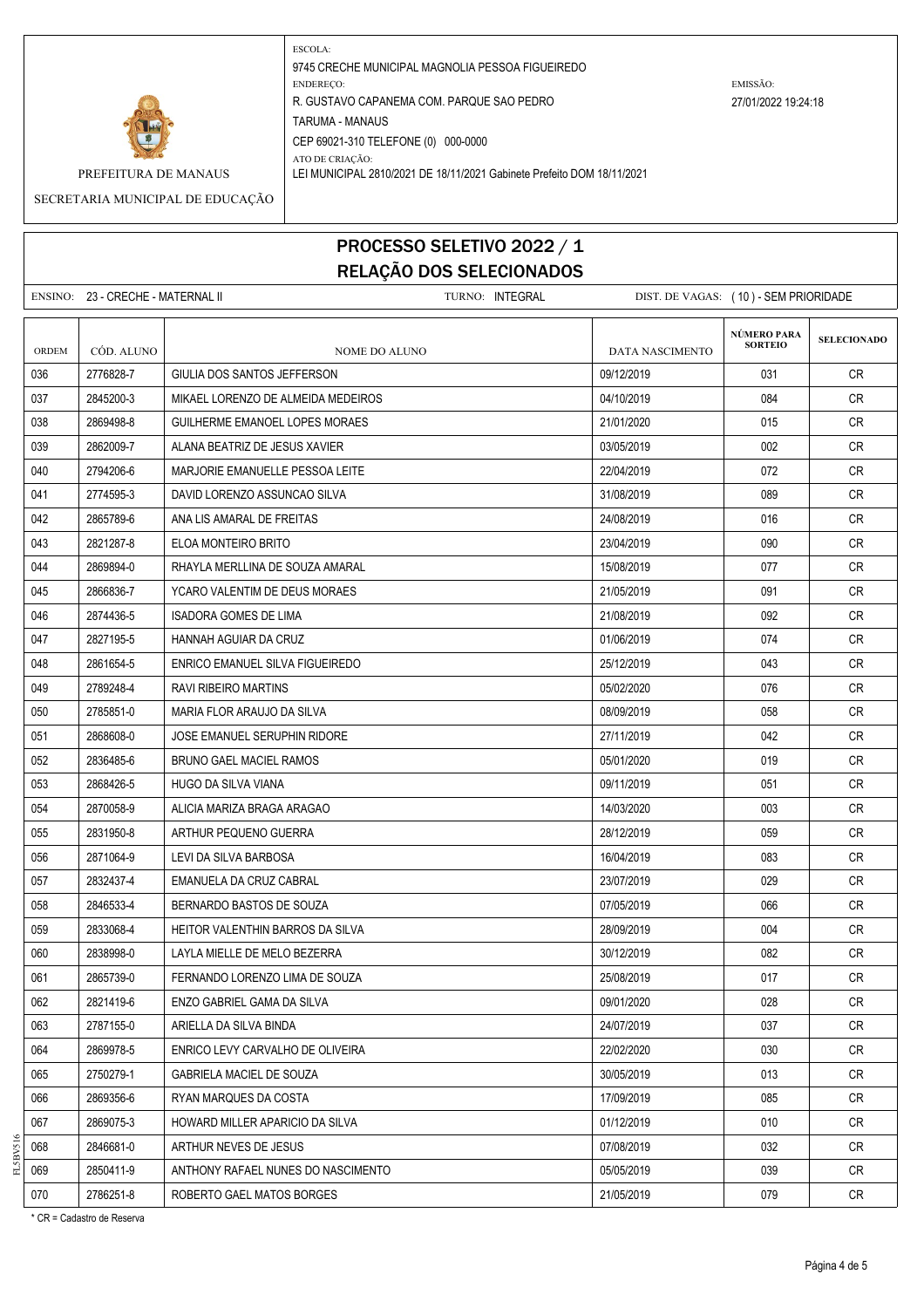PREFEITURA DE MANAUS

SECRETARIA MUNICIPAL DE EDUCAÇÃO

ESCOLA:
9745 CRECHE MUNICIPAL MAGNOLIA PESSOA FIGUEIREDO

ENDEREÇO:
R. GUSTAVO CAPANEMA COM. PARQUE SAO PEDRO
TARUMA - MANAUS
CEP 69021-310 TELEFONE (0) 000-0000

ATO DE CRIAÇÃO:
LEI MUNICIPAL 2810/2021 DE 18/11/2021 Gabinete Prefeito DOM 18/11/2021

EMISSÃO:
27/01/2022 19:24:18

# PROCESSO SELETIVO 2022 / 1
## RELAÇÃO DOS SELECIONADOS

ENSINO: 23 - CRECHE - MATERNAL II | TURNO: INTEGRAL | DIST. DE VAGAS: ( 10 ) - SEM PRIORIDADE

| ORDEM | CÓD. ALUNO | NOME DO ALUNO | DATA NASCIMENTO | NÚMERO PARA SORTEIO | SELECIONADO |
|---|---|---|---|---|---|
| 036 | 2776828-7 | GIULIA DOS SANTOS JEFFERSON | 09/12/2019 | 031 | CR |
| 037 | 2845200-3 | MIKAEL LORENZO DE ALMEIDA MEDEIROS | 04/10/2019 | 084 | CR |
| 038 | 2869498-8 | GUILHERME EMANOEL LOPES MORAES | 21/01/2020 | 015 | CR |
| 039 | 2862009-7 | ALANA BEATRIZ DE JESUS XAVIER | 03/05/2019 | 002 | CR |
| 040 | 2794206-6 | MARJORIE EMANUELLE PESSOA LEITE | 22/04/2019 | 072 | CR |
| 041 | 2774595-3 | DAVID LORENZO ASSUNCAO SILVA | 31/08/2019 | 089 | CR |
| 042 | 2865789-6 | ANA LIS AMARAL DE FREITAS | 24/08/2019 | 016 | CR |
| 043 | 2821287-8 | ELOA MONTEIRO BRITO | 23/04/2019 | 090 | CR |
| 044 | 2869894-0 | RHAYLA MERLLINA DE SOUZA AMARAL | 15/08/2019 | 077 | CR |
| 045 | 2866836-7 | YCARO VALENTIM DE DEUS MORAES | 21/05/2019 | 091 | CR |
| 046 | 2874436-5 | ISADORA GOMES DE LIMA | 21/08/2019 | 092 | CR |
| 047 | 2827195-5 | HANNAH AGUIAR DA CRUZ | 01/06/2019 | 074 | CR |
| 048 | 2861654-5 | ENRICO EMANUEL SILVA FIGUEIREDO | 25/12/2019 | 043 | CR |
| 049 | 2789248-4 | RAVI RIBEIRO MARTINS | 05/02/2020 | 076 | CR |
| 050 | 2785851-0 | MARIA FLOR ARAUJO DA SILVA | 08/09/2019 | 058 | CR |
| 051 | 2868608-0 | JOSE EMANUEL SERUPHIN RIDORE | 27/11/2019 | 042 | CR |
| 052 | 2836485-6 | BRUNO GAEL MACIEL RAMOS | 05/01/2020 | 019 | CR |
| 053 | 2868426-5 | HUGO DA SILVA VIANA | 09/11/2019 | 051 | CR |
| 054 | 2870058-9 | ALICIA MARIZA BRAGA ARAGAO | 14/03/2020 | 003 | CR |
| 055 | 2831950-8 | ARTHUR PEQUENO GUERRA | 28/12/2019 | 059 | CR |
| 056 | 2871064-9 | LEVI DA SILVA BARBOSA | 16/04/2019 | 083 | CR |
| 057 | 2832437-4 | EMANUELA DA CRUZ CABRAL | 23/07/2019 | 029 | CR |
| 058 | 2846533-4 | BERNARDO BASTOS DE SOUZA | 07/05/2019 | 066 | CR |
| 059 | 2833068-4 | HEITOR VALENTHIN BARROS DA SILVA | 28/09/2019 | 004 | CR |
| 060 | 2838998-0 | LAYLA MIELLE DE MELO BEZERRA | 30/12/2019 | 082 | CR |
| 061 | 2865739-0 | FERNANDO LORENZO LIMA DE SOUZA | 25/08/2019 | 017 | CR |
| 062 | 2821419-6 | ENZO GABRIEL GAMA DA SILVA | 09/01/2020 | 028 | CR |
| 063 | 2787155-0 | ARIELLA DA SILVA BINDA | 24/07/2019 | 037 | CR |
| 064 | 2869978-5 | ENRICO LEVY CARVALHO DE OLIVEIRA | 22/02/2020 | 030 | CR |
| 065 | 2750279-1 | GABRIELA MACIEL DE SOUZA | 30/05/2019 | 013 | CR |
| 066 | 2869356-6 | RYAN MARQUES DA COSTA | 17/09/2019 | 085 | CR |
| 067 | 2869075-3 | HOWARD MILLER APARICIO DA SILVA | 01/12/2019 | 010 | CR |
| 068 | 2846681-0 | ARTHUR NEVES DE JESUS | 07/08/2019 | 032 | CR |
| 069 | 2850411-9 | ANTHONY RAFAEL NUNES DO NASCIMENTO | 05/05/2019 | 039 | CR |
| 070 | 2786251-8 | ROBERTO GAEL MATOS BORGES | 21/05/2019 | 079 | CR |

* CR = Cadastro de Reserva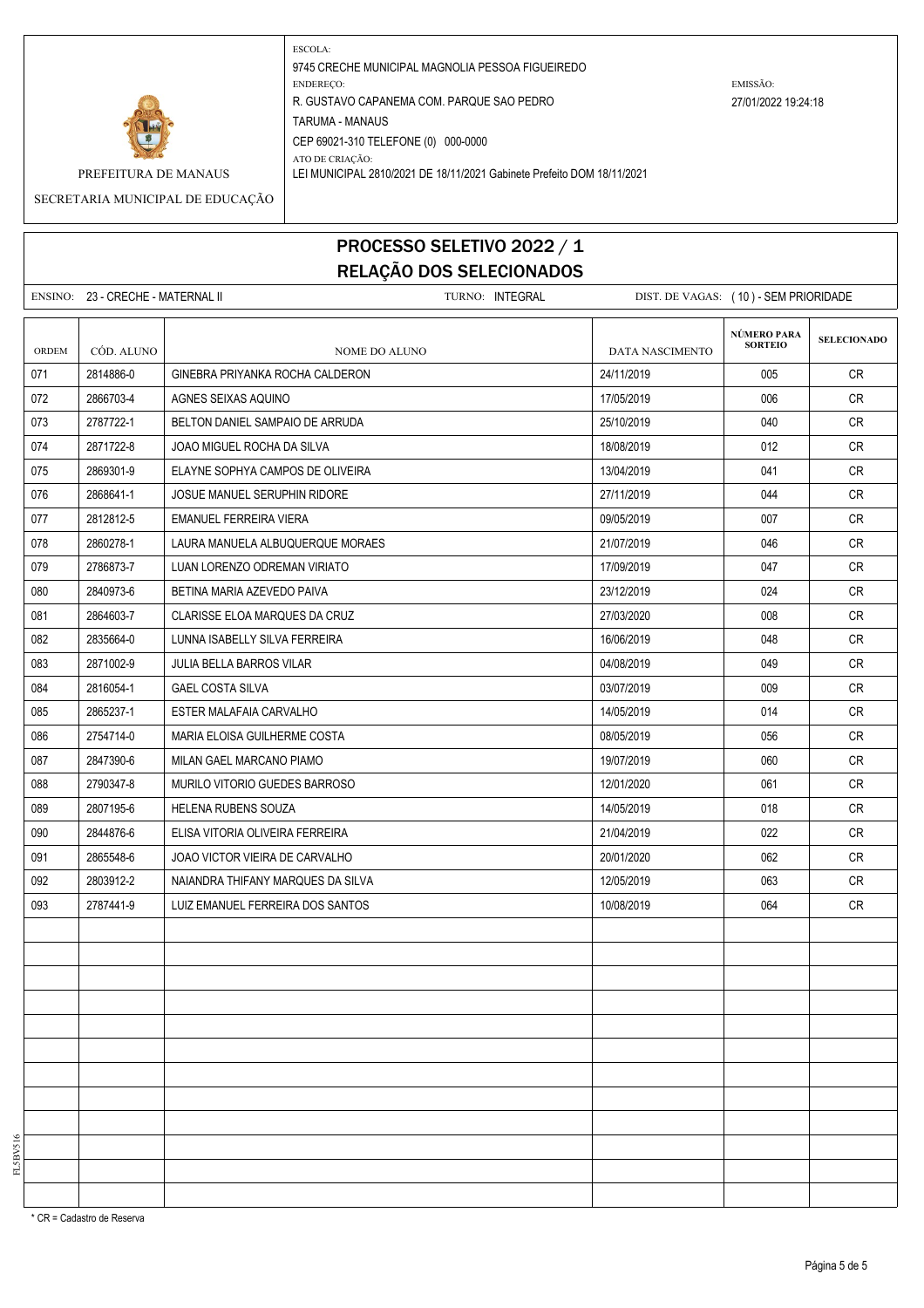PREFEITURA DE MANAUS

SECRETARIA MUNICIPAL DE EDUCAÇÃO

ESCOLA:
9745 CRECHE MUNICIPAL MAGNOLIA PESSOA FIGUEIREDO
ENDEREÇO:
R. GUSTAVO CAPANEMA COM. PARQUE SAO PEDRO
TARUMA - MANAUS
CEP 69021-310 TELEFONE (0) 000-0000
ATO DE CRIAÇÃO:
LEI MUNICIPAL 2810/2021 DE 18/11/2021 Gabinete Prefeito DOM 18/11/2021

EMISSÃO:
27/01/2022 19:24:18

# PROCESSO SELETIVO 2022 / 1
## RELAÇÃO DOS SELECIONADOS

ENSINO: 23 - CRECHE - MATERNAL II    TURNO: INTEGRAL    DIST. DE VAGAS: ( 10 ) - SEM PRIORIDADE

| ORDEM | CÓD. ALUNO | NOME DO ALUNO | DATA NASCIMENTO | NÚMERO PARA SORTEIO | SELECIONADO |
|---|---|---|---|---|---|
| 071 | 2814886-0 | GINEBRA PRIYANKA ROCHA CALDERON | 24/11/2019 | 005 | CR |
| 072 | 2866703-4 | AGNES SEIXAS AQUINO | 17/05/2019 | 006 | CR |
| 073 | 2787722-1 | BELTON DANIEL SAMPAIO DE ARRUDA | 25/10/2019 | 040 | CR |
| 074 | 2871722-8 | JOAO MIGUEL ROCHA DA SILVA | 18/08/2019 | 012 | CR |
| 075 | 2869301-9 | ELAYNE SOPHYA CAMPOS DE OLIVEIRA | 13/04/2019 | 041 | CR |
| 076 | 2868641-1 | JOSUE MANUEL SERUPHIN RIDORE | 27/11/2019 | 044 | CR |
| 077 | 2812812-5 | EMANUEL FERREIRA VIERA | 09/05/2019 | 007 | CR |
| 078 | 2860278-1 | LAURA MANUELA ALBUQUERQUE MORAES | 21/07/2019 | 046 | CR |
| 079 | 2786873-7 | LUAN LORENZO ODREMAN VIRIATO | 17/09/2019 | 047 | CR |
| 080 | 2840973-6 | BETINA MARIA AZEVEDO PAIVA | 23/12/2019 | 024 | CR |
| 081 | 2864603-7 | CLARISSE ELOA MARQUES DA CRUZ | 27/03/2020 | 008 | CR |
| 082 | 2835664-0 | LUNNA ISABELLY SILVA FERREIRA | 16/06/2019 | 048 | CR |
| 083 | 2871002-9 | JULIA BELLA BARROS VILAR | 04/08/2019 | 049 | CR |
| 084 | 2816054-1 | GAEL COSTA SILVA | 03/07/2019 | 009 | CR |
| 085 | 2865237-1 | ESTER MALAFAIA CARVALHO | 14/05/2019 | 014 | CR |
| 086 | 2754714-0 | MARIA ELOISA GUILHERME COSTA | 08/05/2019 | 056 | CR |
| 087 | 2847390-6 | MILAN GAEL MARCANO PIAMO | 19/07/2019 | 060 | CR |
| 088 | 2790347-8 | MURILO VITORIO GUEDES BARROSO | 12/01/2020 | 061 | CR |
| 089 | 2807195-6 | HELENA RUBENS SOUZA | 14/05/2019 | 018 | CR |
| 090 | 2844876-6 | ELISA VITORIA OLIVEIRA FERREIRA | 21/04/2019 | 022 | CR |
| 091 | 2865548-6 | JOAO VICTOR VIEIRA DE CARVALHO | 20/01/2020 | 062 | CR |
| 092 | 2803912-2 | NAIANDRA THIFANY MARQUES DA SILVA | 12/05/2019 | 063 | CR |
| 093 | 2787441-9 | LUIZ EMANUEL FERREIRA DOS SANTOS | 10/08/2019 | 064 | CR |

\* CR = Cadastro de Reserva